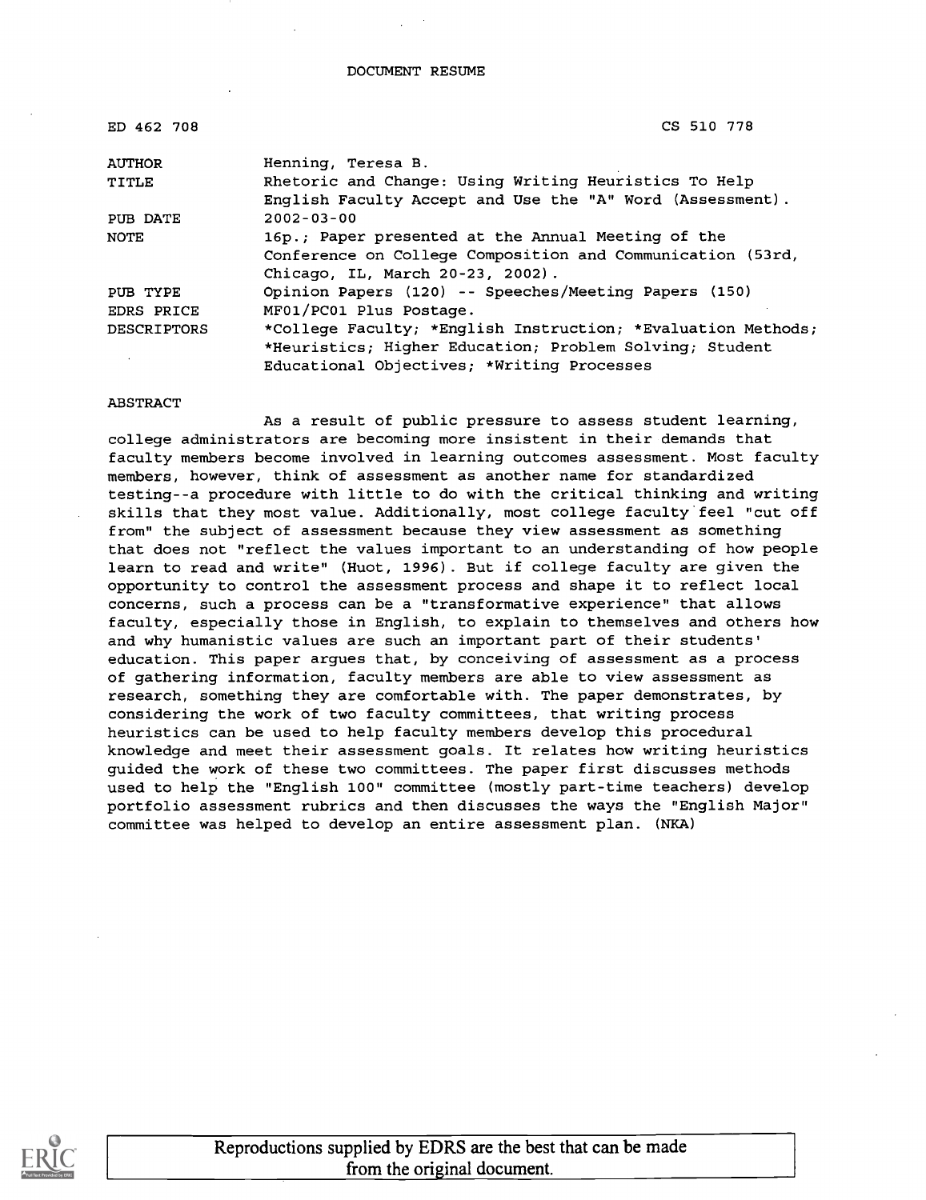DOCUMENT RESUME

| | |
|---|---|
| ED 462 708 | CS 510 778 |
| AUTHOR | Henning, Teresa B. |
| TITLE | Rhetoric and Change: Using Writing Heuristics To Help English Faculty Accept and Use the "A" Word (Assessment). |
| PUB DATE | 2002-03-00 |
| NOTE | 16p.; Paper presented at the Annual Meeting of the Conference on College Composition and Communication (53rd, Chicago, IL, March 20-23, 2002). |
| PUB TYPE | Opinion Papers (120) -- Speeches/Meeting Papers (150) |
| EDRS PRICE | MF01/PC01 Plus Postage. |
| DESCRIPTORS | *College Faculty; *English Instruction; *Evaluation Methods; *Heuristics; Higher Education; Problem Solving; Student Educational Objectives; *Writing Processes |

ABSTRACT

As a result of public pressure to assess student learning, college administrators are becoming more insistent in their demands that faculty members become involved in learning outcomes assessment. Most faculty members, however, think of assessment as another name for standardized testing--a procedure with little to do with the critical thinking and writing skills that they most value. Additionally, most college faculty feel "cut off from" the subject of assessment because they view assessment as something that does not "reflect the values important to an understanding of how people learn to read and write" (Huot, 1996). But if college faculty are given the opportunity to control the assessment process and shape it to reflect local concerns, such a process can be a "transformative experience" that allows faculty, especially those in English, to explain to themselves and others how and why humanistic values are such an important part of their students' education. This paper argues that, by conceiving of assessment as a process of gathering information, faculty members are able to view assessment as research, something they are comfortable with. The paper demonstrates, by considering the work of two faculty committees, that writing process heuristics can be used to help faculty members develop this procedural knowledge and meet their assessment goals. It relates how writing heuristics guided the work of these two committees. The paper first discusses methods used to help the "English 100" committee (mostly part-time teachers) develop portfolio assessment rubrics and then discusses the ways the "English Major" committee was helped to develop an entire assessment plan. (NKA)

Reproductions supplied by EDRS are the best that can be made from the original document.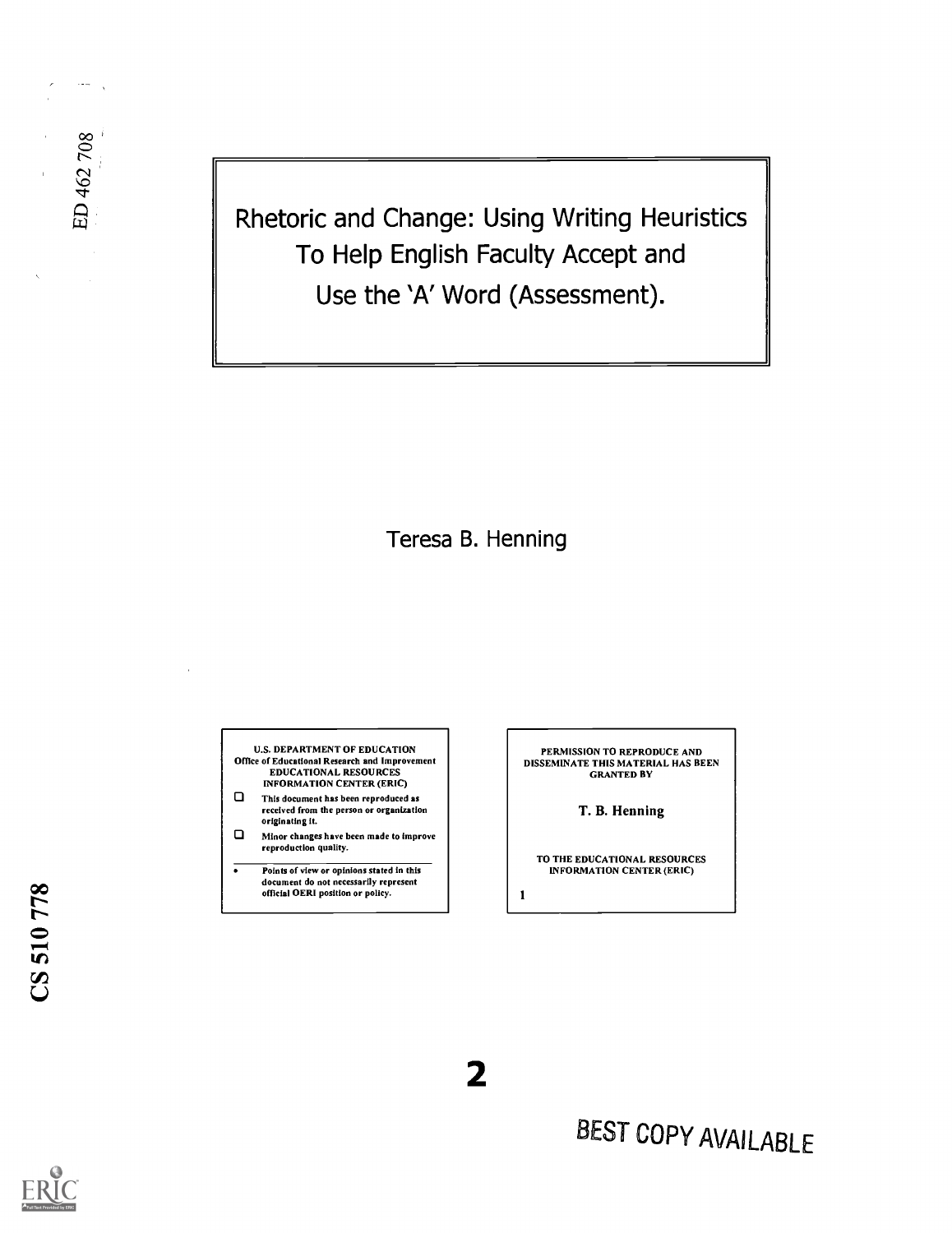ED 462 708

# Rhetoric and Change: Using Writing Heuristics To Help English Faculty Accept and Use the 'A' Word (Assessment).

Teresa B. Henning

U.S. DEPARTMENT OF EDUCATION
Office of Educational Research and Improvement
EDUCATIONAL RESOURCES
INFORMATION CENTER (ERIC)

- This document has been reproduced as received from the person or organization originating it.
- Minor changes have been made to improve reproduction quality.

- Points of view or opinions stated in this document do not necessarily represent official OERI position or policy.

PERMISSION TO REPRODUCE AND DISSEMINATE THIS MATERIAL HAS BEEN GRANTED BY

T. B. Henning

TO THE EDUCATIONAL RESOURCES INFORMATION CENTER (ERIC)

1

CS 510 778

BEST COPY AVAILABLE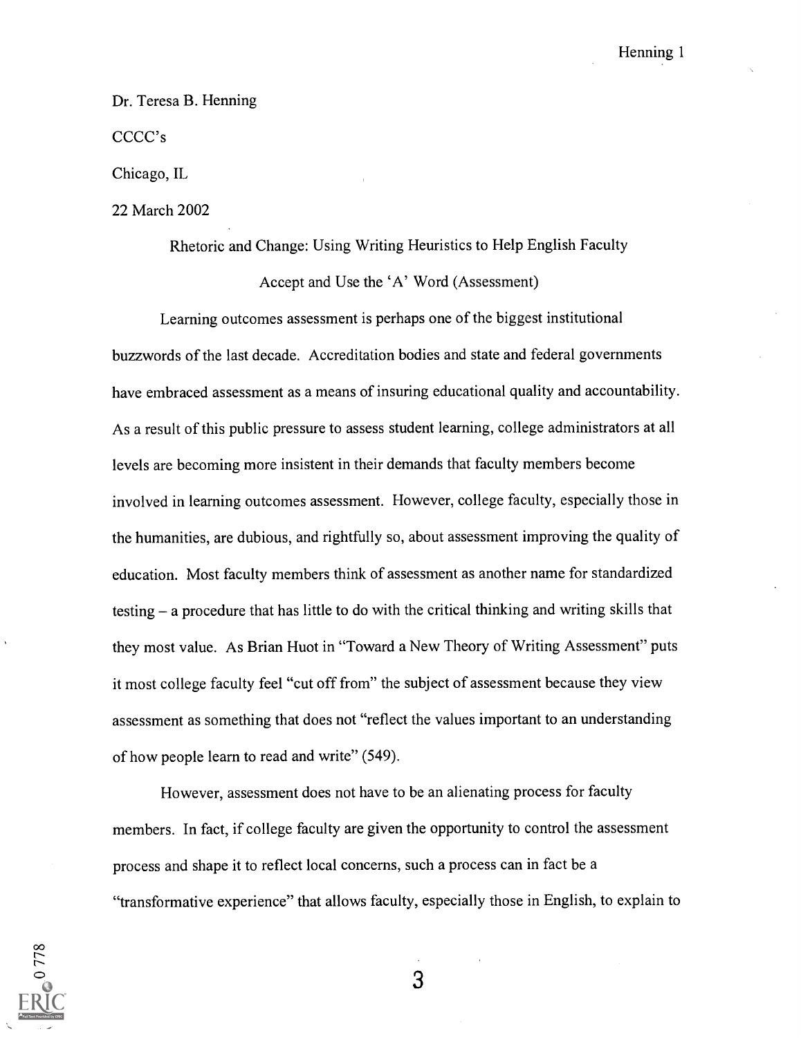Dr. Teresa B. Henning

CCCC's

Chicago, IL

22 March 2002

Rhetoric and Change: Using Writing Heuristics to Help English Faculty Accept and Use the 'A' Word (Assessment)

Learning outcomes assessment is perhaps one of the biggest institutional buzzwords of the last decade. Accreditation bodies and state and federal governments have embraced assessment as a means of insuring educational quality and accountability. As a result of this public pressure to assess student learning, college administrators at all levels are becoming more insistent in their demands that faculty members become involved in learning outcomes assessment. However, college faculty, especially those in the humanities, are dubious, and rightfully so, about assessment improving the quality of education. Most faculty members think of assessment as another name for standardized testing – a procedure that has little to do with the critical thinking and writing skills that they most value. As Brian Huot in "Toward a New Theory of Writing Assessment" puts it most college faculty feel "cut off from" the subject of assessment because they view assessment as something that does not "reflect the values important to an understanding of how people learn to read and write" (549).

However, assessment does not have to be an alienating process for faculty members. In fact, if college faculty are given the opportunity to control the assessment process and shape it to reflect local concerns, such a process can in fact be a "transformative experience" that allows faculty, especially those in English, to explain to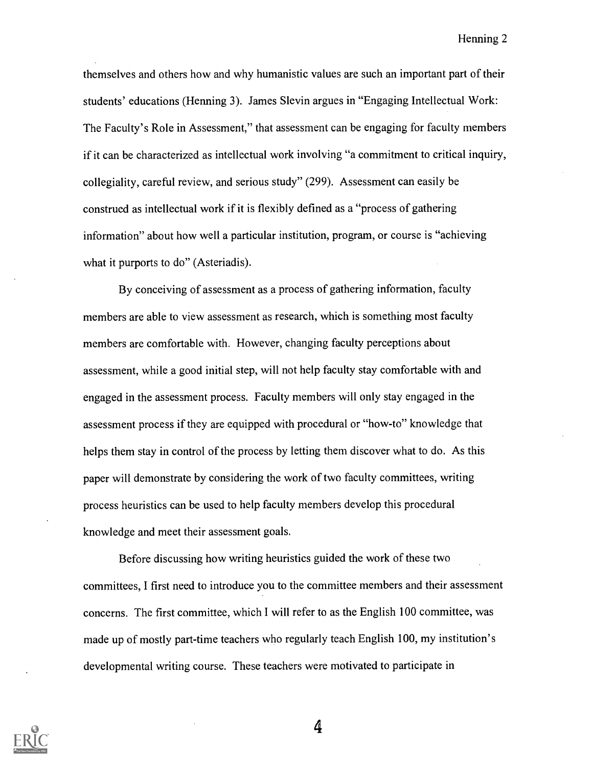themselves and others how and why humanistic values are such an important part of their students' educations (Henning 3). James Slevin argues in "Engaging Intellectual Work: The Faculty's Role in Assessment," that assessment can be engaging for faculty members if it can be characterized as intellectual work involving "a commitment to critical inquiry, collegiality, careful review, and serious study" (299). Assessment can easily be construed as intellectual work if it is flexibly defined as a "process of gathering information" about how well a particular institution, program, or course is "achieving what it purports to do" (Asteriadis).

By conceiving of assessment as a process of gathering information, faculty members are able to view assessment as research, which is something most faculty members are comfortable with. However, changing faculty perceptions about assessment, while a good initial step, will not help faculty stay comfortable with and engaged in the assessment process. Faculty members will only stay engaged in the assessment process if they are equipped with procedural or "how-to" knowledge that helps them stay in control of the process by letting them discover what to do. As this paper will demonstrate by considering the work of two faculty committees, writing process heuristics can be used to help faculty members develop this procedural knowledge and meet their assessment goals.

Before discussing how writing heuristics guided the work of these two committees, I first need to introduce you to the committee members and their assessment concerns. The first committee, which I will refer to as the English 100 committee, was made up of mostly part-time teachers who regularly teach English 100, my institution's developmental writing course. These teachers were motivated to participate in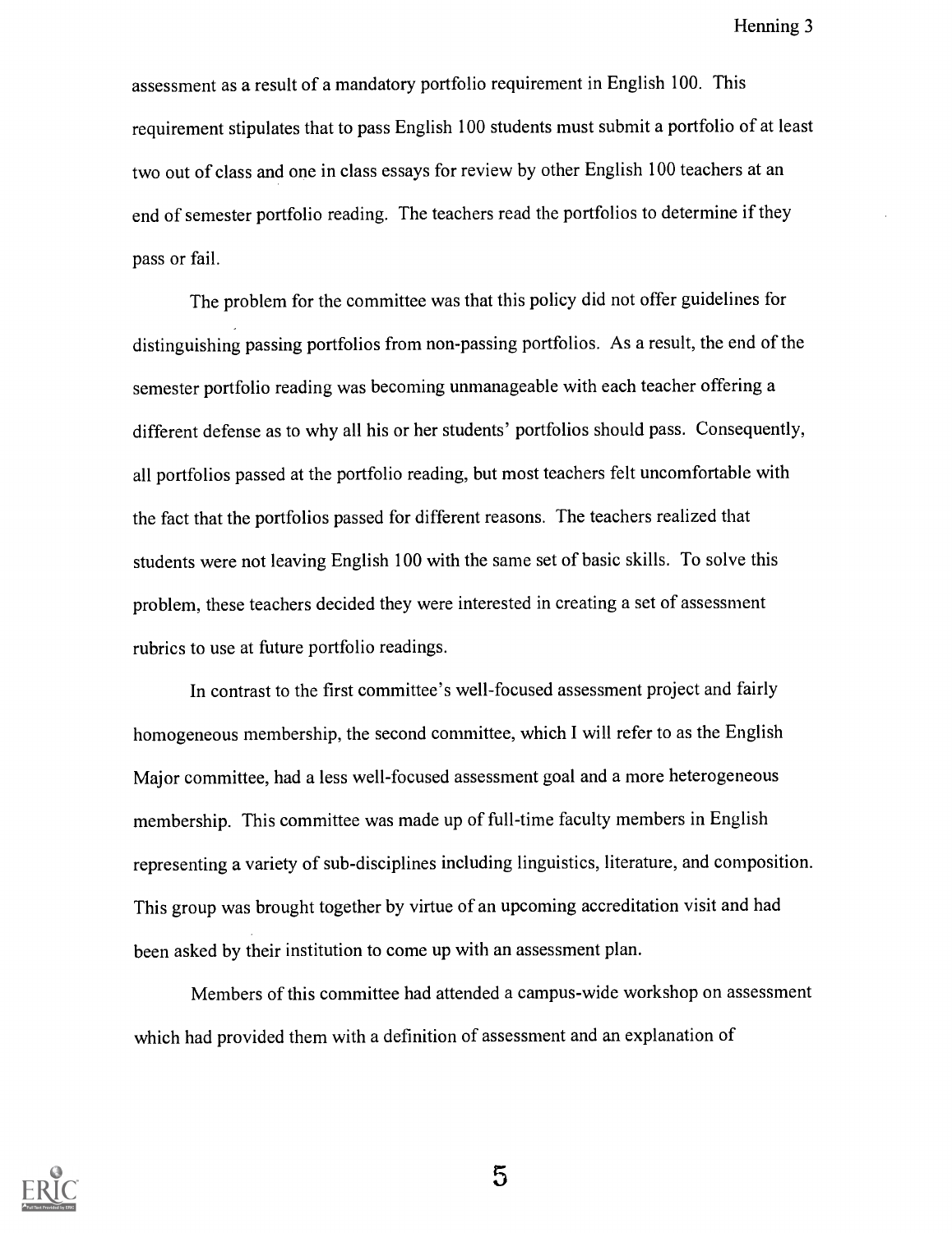assessment as a result of a mandatory portfolio requirement in English 100. This requirement stipulates that to pass English 100 students must submit a portfolio of at least two out of class and one in class essays for review by other English 100 teachers at an end of semester portfolio reading. The teachers read the portfolios to determine if they pass or fail.

The problem for the committee was that this policy did not offer guidelines for distinguishing passing portfolios from non-passing portfolios. As a result, the end of the semester portfolio reading was becoming unmanageable with each teacher offering a different defense as to why all his or her students' portfolios should pass. Consequently, all portfolios passed at the portfolio reading, but most teachers felt uncomfortable with the fact that the portfolios passed for different reasons. The teachers realized that students were not leaving English 100 with the same set of basic skills. To solve this problem, these teachers decided they were interested in creating a set of assessment rubrics to use at future portfolio readings.

In contrast to the first committee's well-focused assessment project and fairly homogeneous membership, the second committee, which I will refer to as the English Major committee, had a less well-focused assessment goal and a more heterogeneous membership. This committee was made up of full-time faculty members in English representing a variety of sub-disciplines including linguistics, literature, and composition. This group was brought together by virtue of an upcoming accreditation visit and had been asked by their institution to come up with an assessment plan.

Members of this committee had attended a campus-wide workshop on assessment which had provided them with a definition of assessment and an explanation of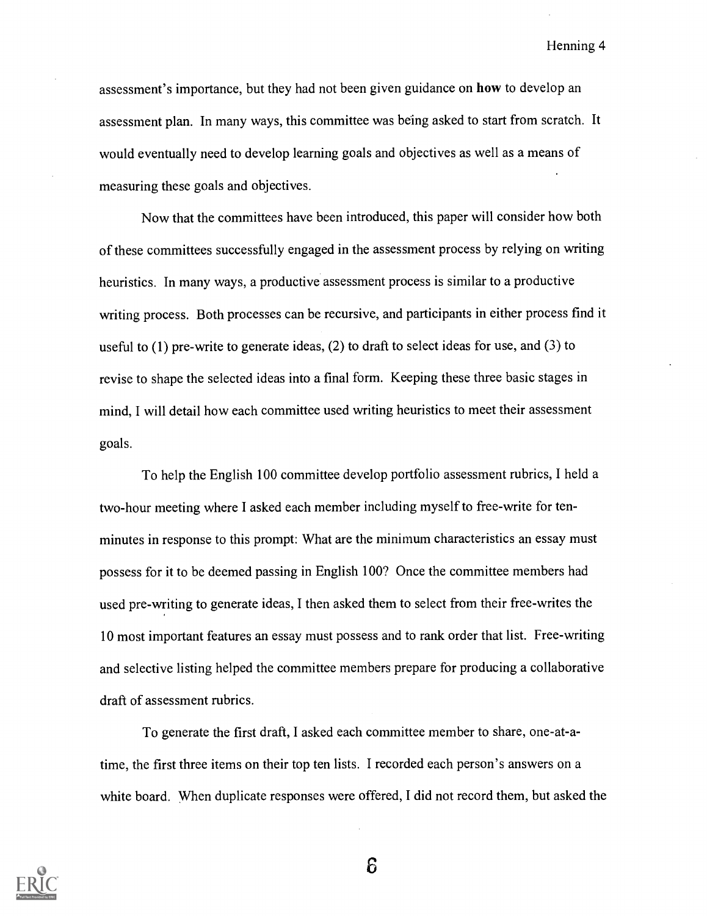assessment's importance, but they had not been given guidance on **how** to develop an assessment plan. In many ways, this committee was being asked to start from scratch. It would eventually need to develop learning goals and objectives as well as a means of measuring these goals and objectives.

Now that the committees have been introduced, this paper will consider how both of these committees successfully engaged in the assessment process by relying on writing heuristics. In many ways, a productive assessment process is similar to a productive writing process. Both processes can be recursive, and participants in either process find it useful to (1) pre-write to generate ideas, (2) to draft to select ideas for use, and (3) to revise to shape the selected ideas into a final form. Keeping these three basic stages in mind, I will detail how each committee used writing heuristics to meet their assessment goals.

To help the English 100 committee develop portfolio assessment rubrics, I held a two-hour meeting where I asked each member including myself to free-write for ten-minutes in response to this prompt: What are the minimum characteristics an essay must possess for it to be deemed passing in English 100? Once the committee members had used pre-writing to generate ideas, I then asked them to select from their free-writes the 10 most important features an essay must possess and to rank order that list. Free-writing and selective listing helped the committee members prepare for producing a collaborative draft of assessment rubrics.

To generate the first draft, I asked each committee member to share, one-at-a-time, the first three items on their top ten lists. I recorded each person's answers on a white board. When duplicate responses were offered, I did not record them, but asked the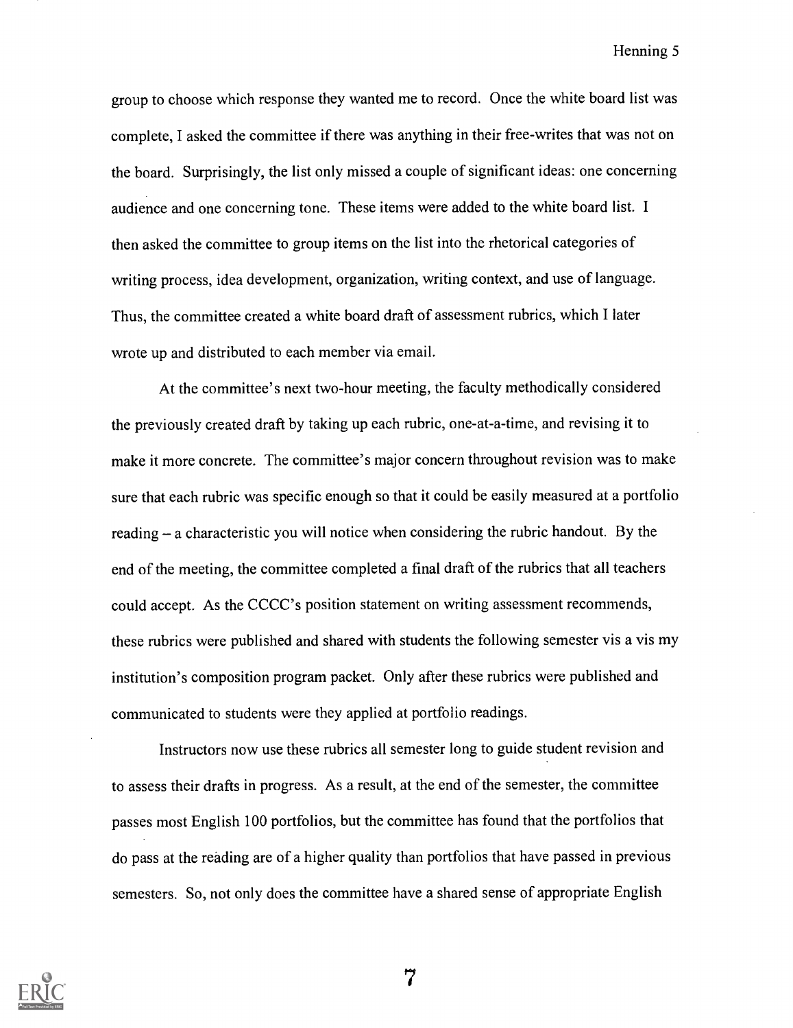group to choose which response they wanted me to record. Once the white board list was complete, I asked the committee if there was anything in their free-writes that was not on the board. Surprisingly, the list only missed a couple of significant ideas: one concerning audience and one concerning tone. These items were added to the white board list. I then asked the committee to group items on the list into the rhetorical categories of writing process, idea development, organization, writing context, and use of language. Thus, the committee created a white board draft of assessment rubrics, which I later wrote up and distributed to each member via email.

At the committee's next two-hour meeting, the faculty methodically considered the previously created draft by taking up each rubric, one-at-a-time, and revising it to make it more concrete. The committee's major concern throughout revision was to make sure that each rubric was specific enough so that it could be easily measured at a portfolio reading – a characteristic you will notice when considering the rubric handout. By the end of the meeting, the committee completed a final draft of the rubrics that all teachers could accept. As the CCCC's position statement on writing assessment recommends, these rubrics were published and shared with students the following semester vis a vis my institution's composition program packet. Only after these rubrics were published and communicated to students were they applied at portfolio readings.

Instructors now use these rubrics all semester long to guide student revision and to assess their drafts in progress. As a result, at the end of the semester, the committee passes most English 100 portfolios, but the committee has found that the portfolios that do pass at the reading are of a higher quality than portfolios that have passed in previous semesters. So, not only does the committee have a shared sense of appropriate English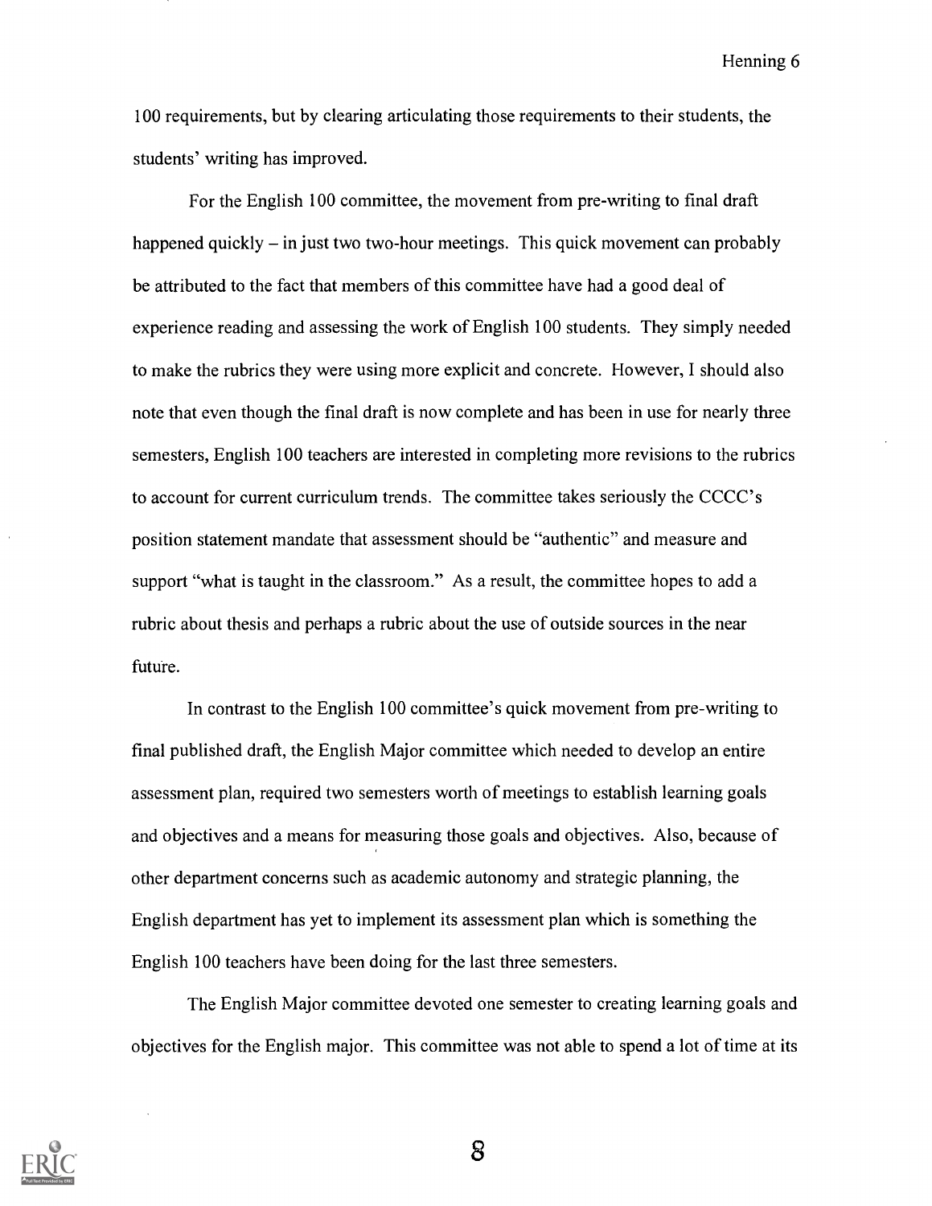100 requirements, but by clearing articulating those requirements to their students, the students' writing has improved.

For the English 100 committee, the movement from pre-writing to final draft happened quickly – in just two two-hour meetings. This quick movement can probably be attributed to the fact that members of this committee have had a good deal of experience reading and assessing the work of English 100 students. They simply needed to make the rubrics they were using more explicit and concrete. However, I should also note that even though the final draft is now complete and has been in use for nearly three semesters, English 100 teachers are interested in completing more revisions to the rubrics to account for current curriculum trends. The committee takes seriously the CCCC's position statement mandate that assessment should be "authentic" and measure and support "what is taught in the classroom." As a result, the committee hopes to add a rubric about thesis and perhaps a rubric about the use of outside sources in the near future.

In contrast to the English 100 committee's quick movement from pre-writing to final published draft, the English Major committee which needed to develop an entire assessment plan, required two semesters worth of meetings to establish learning goals and objectives and a means for measuring those goals and objectives. Also, because of other department concerns such as academic autonomy and strategic planning, the English department has yet to implement its assessment plan which is something the English 100 teachers have been doing for the last three semesters.

The English Major committee devoted one semester to creating learning goals and objectives for the English major. This committee was not able to spend a lot of time at its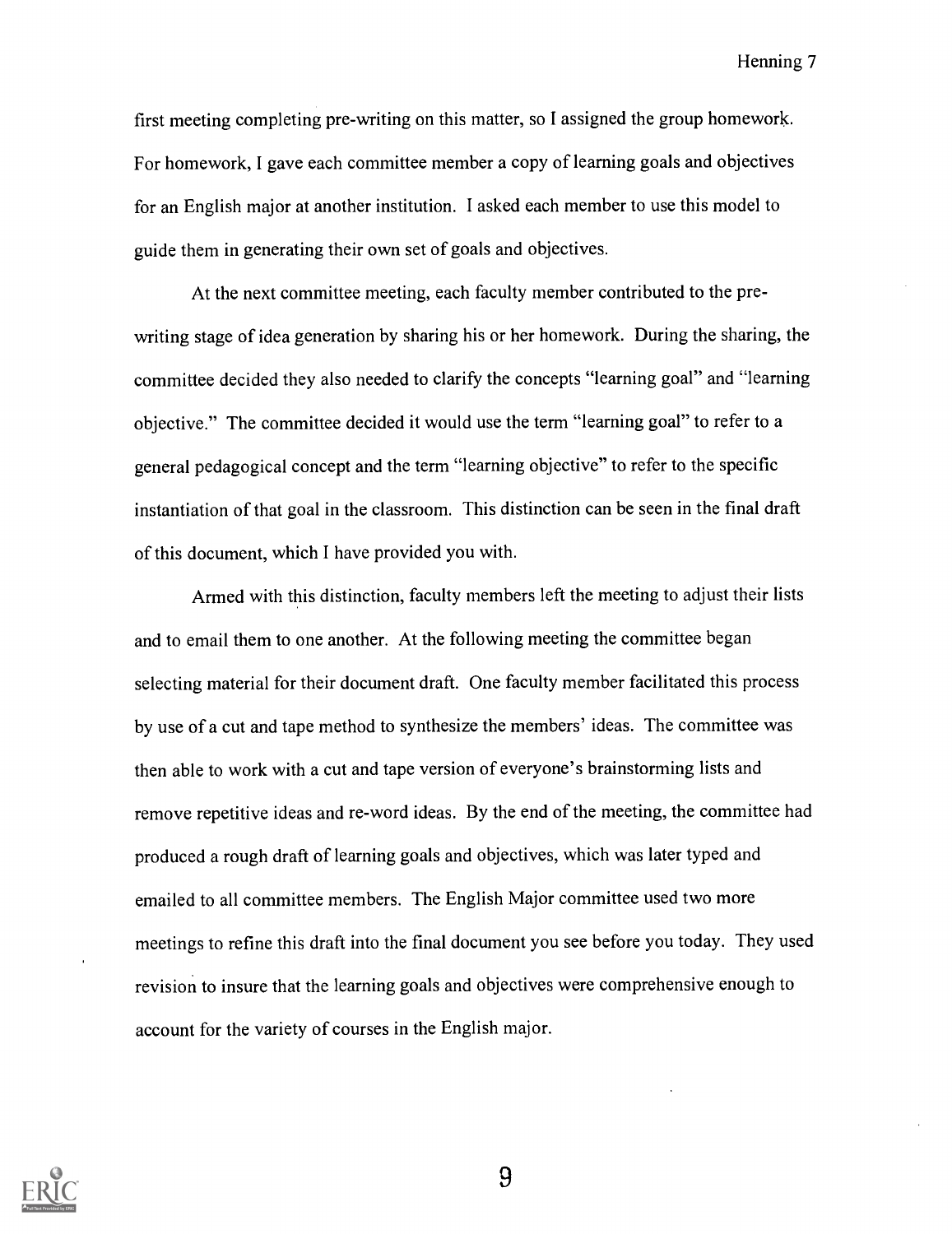first meeting completing pre-writing on this matter, so I assigned the group homework. For homework, I gave each committee member a copy of learning goals and objectives for an English major at another institution. I asked each member to use this model to guide them in generating their own set of goals and objectives.

At the next committee meeting, each faculty member contributed to the pre-writing stage of idea generation by sharing his or her homework. During the sharing, the committee decided they also needed to clarify the concepts "learning goal" and "learning objective." The committee decided it would use the term "learning goal" to refer to a general pedagogical concept and the term "learning objective" to refer to the specific instantiation of that goal in the classroom. This distinction can be seen in the final draft of this document, which I have provided you with.

Armed with this distinction, faculty members left the meeting to adjust their lists and to email them to one another. At the following meeting the committee began selecting material for their document draft. One faculty member facilitated this process by use of a cut and tape method to synthesize the members' ideas. The committee was then able to work with a cut and tape version of everyone's brainstorming lists and remove repetitive ideas and re-word ideas. By the end of the meeting, the committee had produced a rough draft of learning goals and objectives, which was later typed and emailed to all committee members. The English Major committee used two more meetings to refine this draft into the final document you see before you today. They used revision to insure that the learning goals and objectives were comprehensive enough to account for the variety of courses in the English major.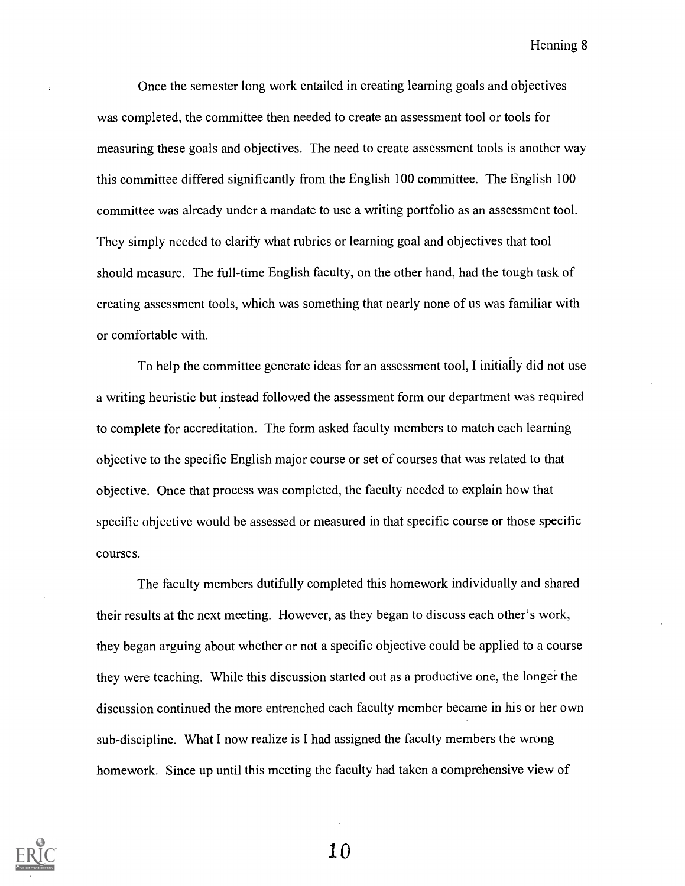Once the semester long work entailed in creating learning goals and objectives was completed, the committee then needed to create an assessment tool or tools for measuring these goals and objectives. The need to create assessment tools is another way this committee differed significantly from the English 100 committee. The English 100 committee was already under a mandate to use a writing portfolio as an assessment tool. They simply needed to clarify what rubrics or learning goal and objectives that tool should measure. The full-time English faculty, on the other hand, had the tough task of creating assessment tools, which was something that nearly none of us was familiar with or comfortable with.

To help the committee generate ideas for an assessment tool, I initially did not use a writing heuristic but instead followed the assessment form our department was required to complete for accreditation. The form asked faculty members to match each learning objective to the specific English major course or set of courses that was related to that objective. Once that process was completed, the faculty needed to explain how that specific objective would be assessed or measured in that specific course or those specific courses.

The faculty members dutifully completed this homework individually and shared their results at the next meeting. However, as they began to discuss each other's work, they began arguing about whether or not a specific objective could be applied to a course they were teaching. While this discussion started out as a productive one, the longer the discussion continued the more entrenched each faculty member became in his or her own sub-discipline. What I now realize is I had assigned the faculty members the wrong homework. Since up until this meeting the faculty had taken a comprehensive view of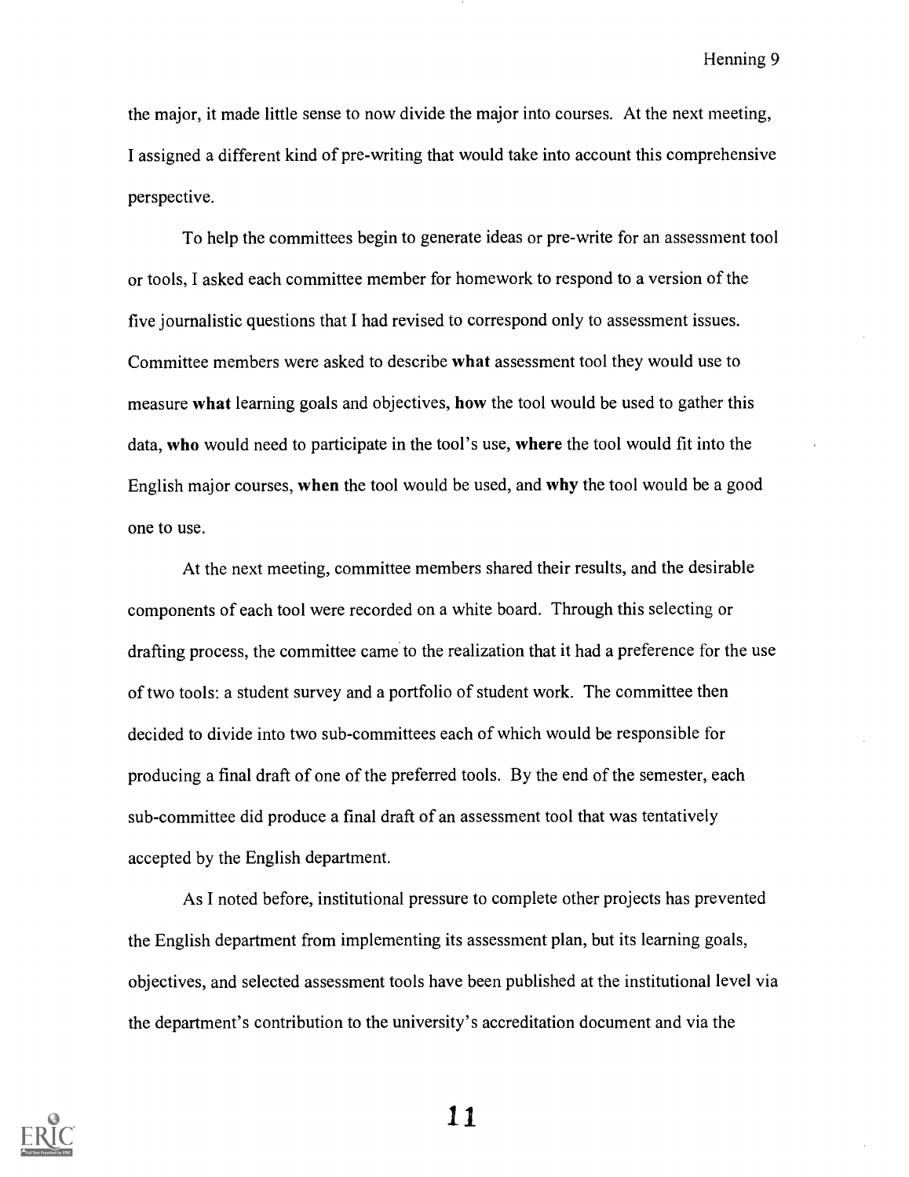the major, it made little sense to now divide the major into courses. At the next meeting, I assigned a different kind of pre-writing that would take into account this comprehensive perspective.

To help the committees begin to generate ideas or pre-write for an assessment tool or tools, I asked each committee member for homework to respond to a version of the five journalistic questions that I had revised to correspond only to assessment issues. Committee members were asked to describe **what** assessment tool they would use to measure **what** learning goals and objectives, **how** the tool would be used to gather this data, **who** would need to participate in the tool's use, **where** the tool would fit into the English major courses, **when** the tool would be used, and **why** the tool would be a good one to use.

At the next meeting, committee members shared their results, and the desirable components of each tool were recorded on a white board. Through this selecting or drafting process, the committee came to the realization that it had a preference for the use of two tools: a student survey and a portfolio of student work. The committee then decided to divide into two sub-committees each of which would be responsible for producing a final draft of one of the preferred tools. By the end of the semester, each sub-committee did produce a final draft of an assessment tool that was tentatively accepted by the English department.

As I noted before, institutional pressure to complete other projects has prevented the English department from implementing its assessment plan, but its learning goals, objectives, and selected assessment tools have been published at the institutional level via the department's contribution to the university's accreditation document and via the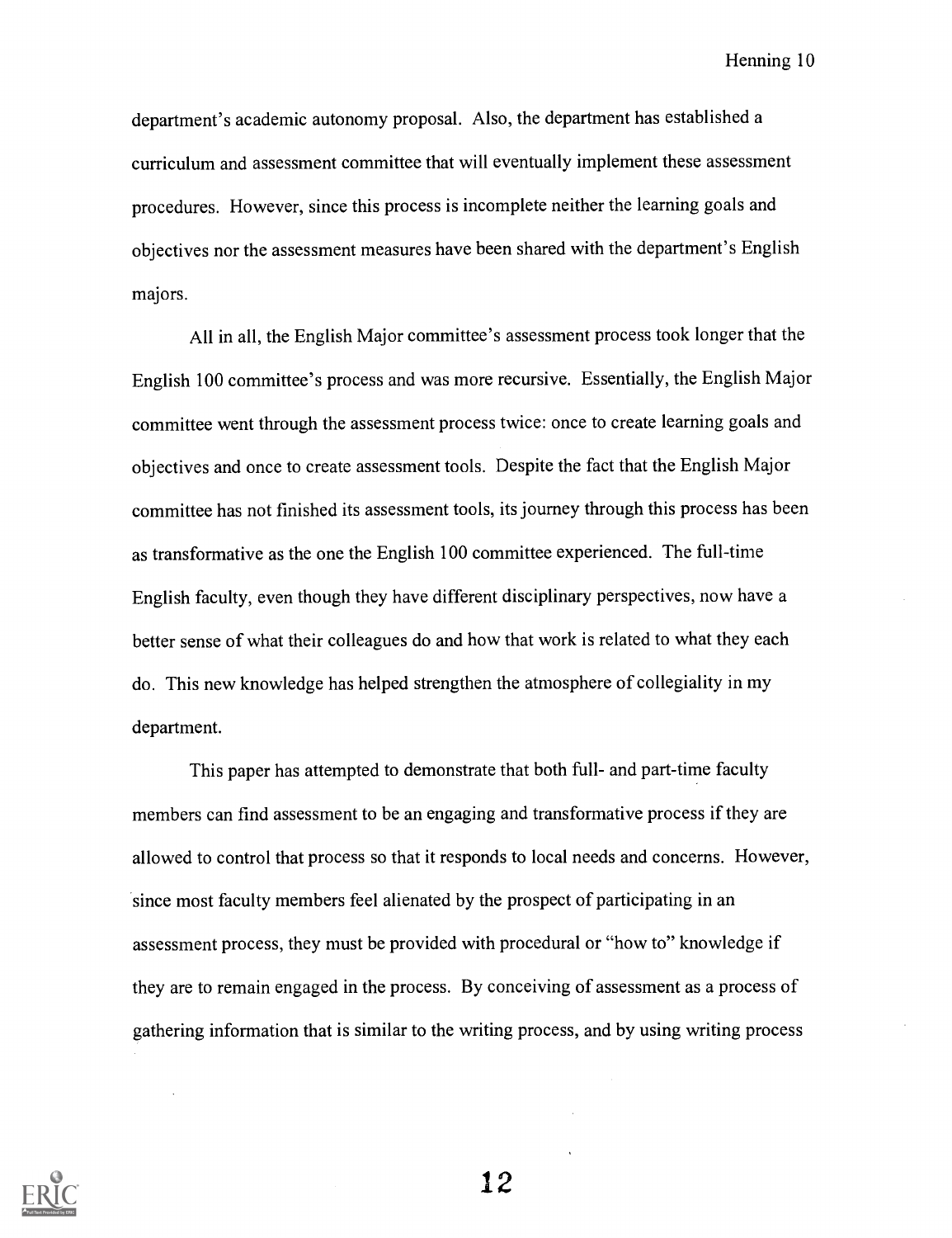department's academic autonomy proposal. Also, the department has established a curriculum and assessment committee that will eventually implement these assessment procedures. However, since this process is incomplete neither the learning goals and objectives nor the assessment measures have been shared with the department's English majors.

All in all, the English Major committee's assessment process took longer that the English 100 committee's process and was more recursive. Essentially, the English Major committee went through the assessment process twice: once to create learning goals and objectives and once to create assessment tools. Despite the fact that the English Major committee has not finished its assessment tools, its journey through this process has been as transformative as the one the English 100 committee experienced. The full-time English faculty, even though they have different disciplinary perspectives, now have a better sense of what their colleagues do and how that work is related to what they each do. This new knowledge has helped strengthen the atmosphere of collegiality in my department.

This paper has attempted to demonstrate that both full- and part-time faculty members can find assessment to be an engaging and transformative process if they are allowed to control that process so that it responds to local needs and concerns. However, since most faculty members feel alienated by the prospect of participating in an assessment process, they must be provided with procedural or "how to" knowledge if they are to remain engaged in the process. By conceiving of assessment as a process of gathering information that is similar to the writing process, and by using writing process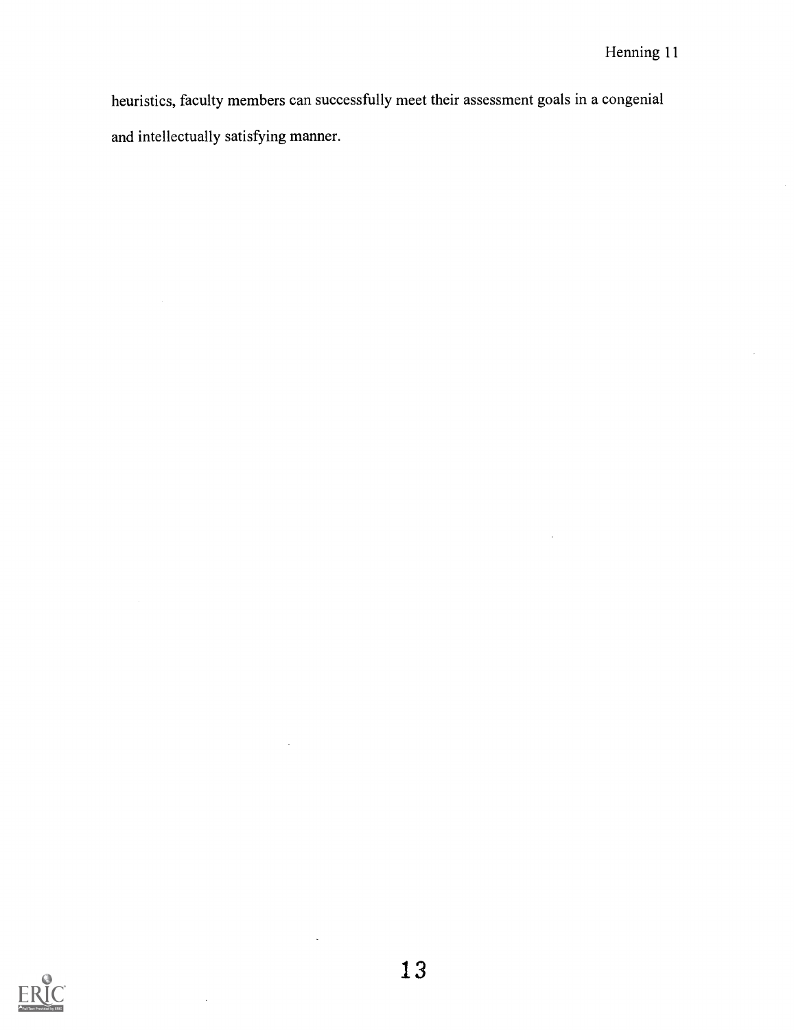heuristics, faculty members can successfully meet their assessment goals in a congenial and intellectually satisfying manner.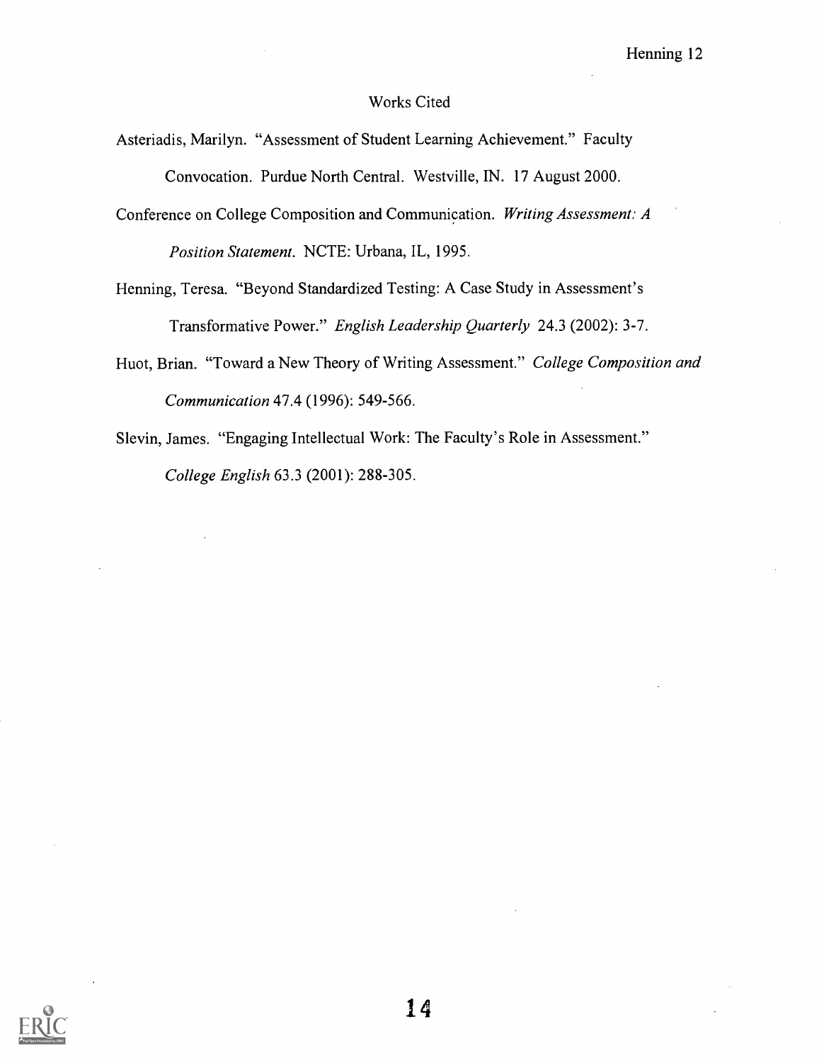## Works Cited

Asteriadis, Marilyn. "Assessment of Student Learning Achievement." Faculty Convocation. Purdue North Central. Westville, IN. 17 August 2000.

Conference on College Composition and Communication. *Writing Assessment: A Position Statement*. NCTE: Urbana, IL, 1995.

Henning, Teresa. "Beyond Standardized Testing: A Case Study in Assessment's Transformative Power." *English Leadership Quarterly* 24.3 (2002): 3-7.

Huot, Brian. "Toward a New Theory of Writing Assessment." *College Composition and Communication* 47.4 (1996): 549-566.

Slevin, James. "Engaging Intellectual Work: The Faculty's Role in Assessment." *College English* 63.3 (2001): 288-305.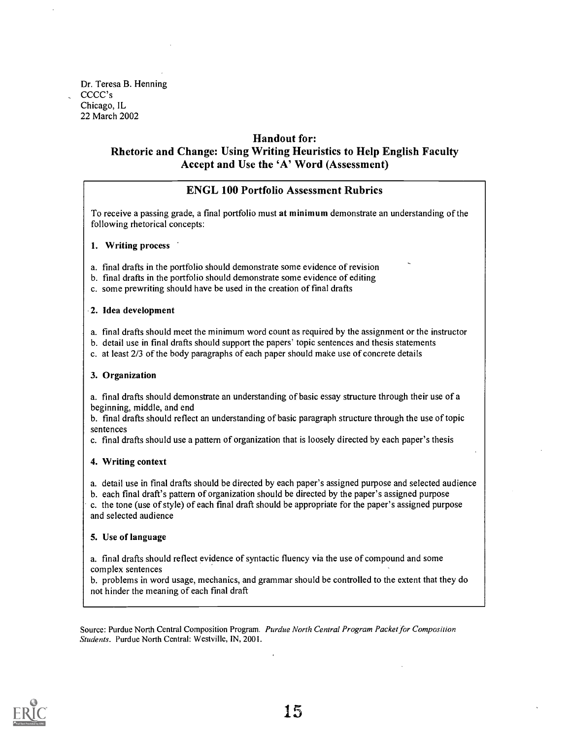Dr. Teresa B. Henning
CCCC's
Chicago, IL
22 March 2002

## Handout for:
## Rhetoric and Change: Using Writing Heuristics to Help English Faculty Accept and Use the 'A' Word (Assessment)

### ENGL 100 Portfolio Assessment Rubrics

To receive a passing grade, a final portfolio must **at minimum** demonstrate an understanding of the following rhetorical concepts:

**1. Writing process**

a. final drafts in the portfolio should demonstrate some evidence of revision
b. final drafts in the portfolio should demonstrate some evidence of editing
c. some prewriting should have be used in the creation of final drafts

**2. Idea development**

a. final drafts should meet the minimum word count as required by the assignment or the instructor
b. detail use in final drafts should support the papers' topic sentences and thesis statements
c. at least 2/3 of the body paragraphs of each paper should make use of concrete details

**3. Organization**

a. final drafts should demonstrate an understanding of basic essay structure through their use of a beginning, middle, and end
b. final drafts should reflect an understanding of basic paragraph structure through the use of topic sentences
c. final drafts should use a pattern of organization that is loosely directed by each paper's thesis

**4. Writing context**

a. detail use in final drafts should be directed by each paper's assigned purpose and selected audience
b. each final draft's pattern of organization should be directed by the paper's assigned purpose
c. the tone (use of style) of each final draft should be appropriate for the paper's assigned purpose and selected audience

**5. Use of language**

a. final drafts should reflect evidence of syntactic fluency via the use of compound and some complex sentences
b. problems in word usage, mechanics, and grammar should be controlled to the extent that they do not hinder the meaning of each final draft

Source: Purdue North Central Composition Program. *Purdue North Central Program Packet for Composition Students*. Purdue North Central: Westville, IN, 2001.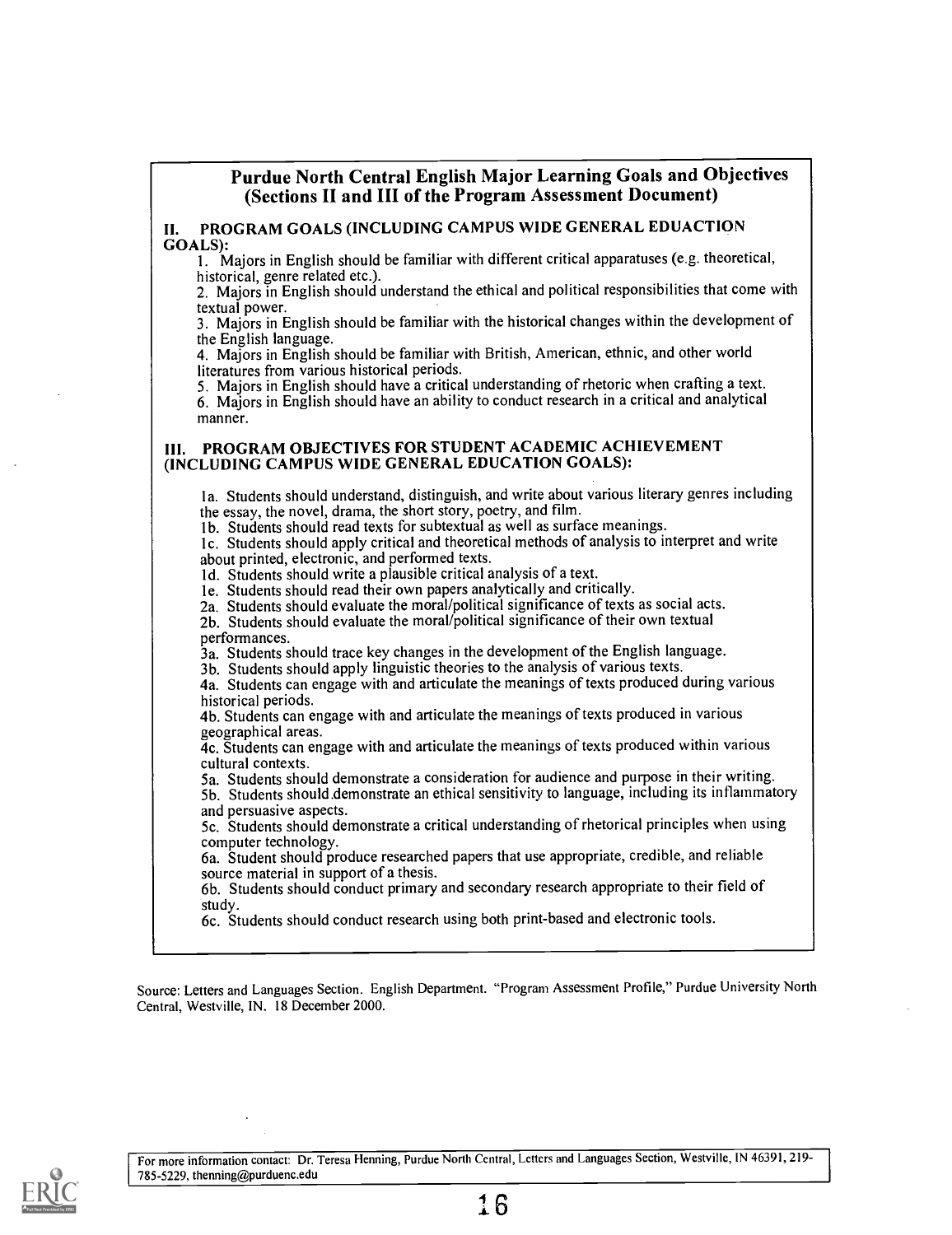## Purdue North Central English Major Learning Goals and Objectives (Sections II and III of the Program Assessment Document)

### II. PROGRAM GOALS (INCLUDING CAMPUS WIDE GENERAL EDUACTION GOALS):

1. Majors in English should be familiar with different critical apparatuses (e.g. theoretical, historical, genre related etc.).
2. Majors in English should understand the ethical and political responsibilities that come with textual power.
3. Majors in English should be familiar with the historical changes within the development of the English language.
4. Majors in English should be familiar with British, American, ethnic, and other world literatures from various historical periods.
5. Majors in English should have a critical understanding of rhetoric when crafting a text.
6. Majors in English should have an ability to conduct research in a critical and analytical manner.

### III. PROGRAM OBJECTIVES FOR STUDENT ACADEMIC ACHIEVEMENT (INCLUDING CAMPUS WIDE GENERAL EDUCATION GOALS):

1a. Students should understand, distinguish, and write about various literary genres including the essay, the novel, drama, the short story, poetry, and film.
1b. Students should read texts for subtextual as well as surface meanings.
1c. Students should apply critical and theoretical methods of analysis to interpret and write about printed, electronic, and performed texts.
1d. Students should write a plausible critical analysis of a text.
1e. Students should read their own papers analytically and critically.
2a. Students should evaluate the moral/political significance of texts as social acts.
2b. Students should evaluate the moral/political significance of their own textual performances.
3a. Students should trace key changes in the development of the English language.
3b. Students should apply linguistic theories to the analysis of various texts.
4a. Students can engage with and articulate the meanings of texts produced during various historical periods.
4b. Students can engage with and articulate the meanings of texts produced in various geographical areas.
4c. Students can engage with and articulate the meanings of texts produced within various cultural contexts.
5a. Students should demonstrate a consideration for audience and purpose in their writing.
5b. Students should demonstrate an ethical sensitivity to language, including its inflammatory and persuasive aspects.
5c. Students should demonstrate a critical understanding of rhetorical principles when using computer technology.
6a. Student should produce researched papers that use appropriate, credible, and reliable source material in support of a thesis.
6b. Students should conduct primary and secondary research appropriate to their field of study.
6c. Students should conduct research using both print-based and electronic tools.

Source: Letters and Languages Section. English Department. "Program Assessment Profile," Purdue University North Central, Westville, IN. 18 December 2000.

For more information contact: Dr. Teresa Henning, Purdue North Central, Letters and Languages Section, Westville, IN 46391, 219-785-5229, thenning@purduenc.edu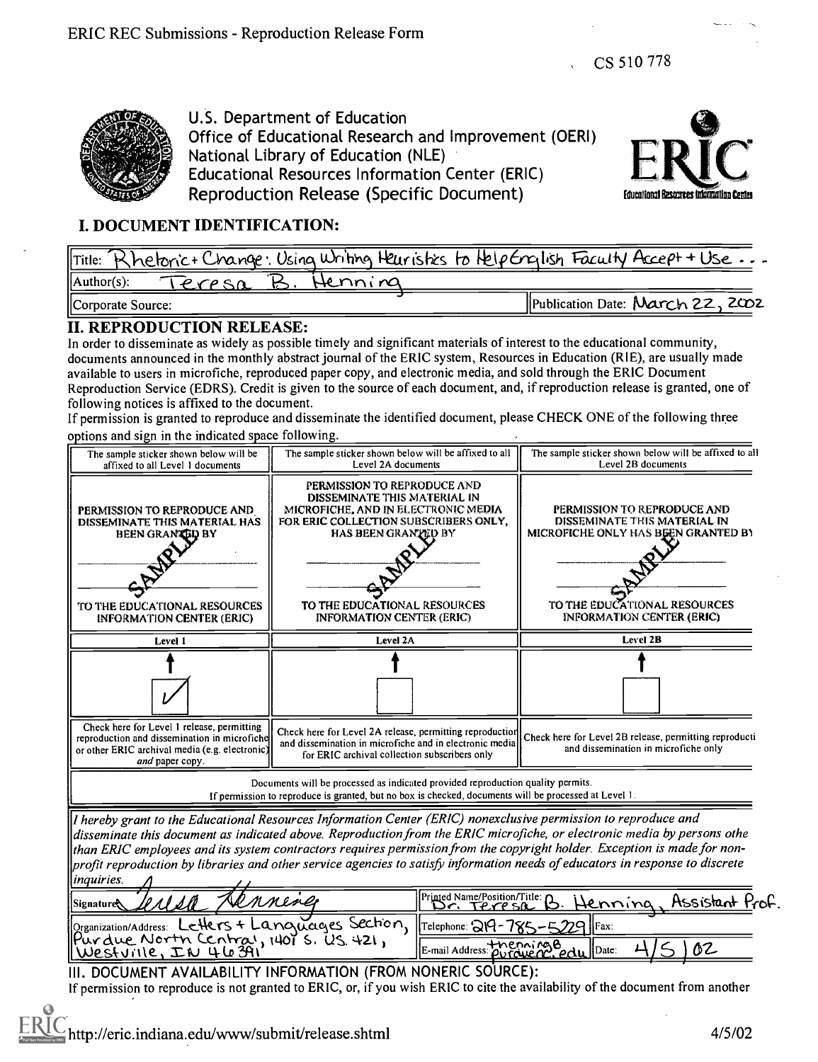ERIC REC Submissions - Reproduction Release Form

CS 510 778

U.S. Department of Education
Office of Educational Research and Improvement (OERI)
National Library of Education (NLE)
Educational Resources Information Center (ERIC)
Reproduction Release (Specific Document)

## I. DOCUMENT IDENTIFICATION:

| | |
|---|---|
| Title: Rhetoric + Change: Using Writing Heuristics to Help English Faculty Accept + Use . . . | |
| Author(s): Teresa B. Henning | |
| Corporate Source: | Publication Date: March 22, 2002 |

## II. REPRODUCTION RELEASE:

In order to disseminate as widely as possible timely and significant materials of interest to the educational community, documents announced in the monthly abstract journal of the ERIC system, Resources in Education (RIE), are usually made available to users in microfiche, reproduced paper copy, and electronic media, and sold through the ERIC Document Reproduction Service (EDRS). Credit is given to the source of each document, and, if reproduction release is granted, one of following notices is affixed to the document.

If permission is granted to reproduce and disseminate the identified document, please CHECK ONE of the following three options and sign in the indicated space following.

| The sample sticker shown below will be affixed to all Level 1 documents | The sample sticker shown below will be affixed to all Level 2A documents | The sample sticker shown below will be affixed to all Level 2B documents |
|---|---|---|
| PERMISSION TO REPRODUCE AND DISSEMINATE THIS MATERIAL HAS BEEN GRANTED BY SAMPLE TO THE EDUCATIONAL RESOURCES INFORMATION CENTER (ERIC) | PERMISSION TO REPRODUCE AND DISSEMINATE THIS MATERIAL IN MICROFICHE, AND IN ELECTRONIC MEDIA FOR ERIC COLLECTION SUBSCRIBERS ONLY, HAS BEEN GRANTED BY SAMPLE TO THE EDUCATIONAL RESOURCES INFORMATION CENTER (ERIC) | PERMISSION TO REPRODUCE AND DISSEMINATE THIS MATERIAL IN MICROFICHE ONLY HAS BEEN GRANTED BY SAMPLE TO THE EDUCATIONAL RESOURCES INFORMATION CENTER (ERIC) |
| Level 1 | Level 2A | Level 2B |
| ✓ | | |
| Check here for Level 1 release, permitting reproduction and dissemination in microfiche or other ERIC archival media (e.g. electronic) *and* paper copy. | Check here for Level 2A release, permitting reproduction and dissemination in microfiche and in electronic media for ERIC archival collection subscribers only | Check here for Level 2B release, permitting reproducti and dissemination in microfiche only |

Documents will be processed as indicated provided reproduction quality permits.
If permission to reproduce is granted, but no box is checked, documents will be processed at Level 1.

*I hereby grant to the Educational Resources Information Center (ERIC) nonexclusive permission to reproduce and disseminate this document as indicated above. Reproduction from the ERIC microfiche, or electronic media by persons othe than ERIC employees and its system contractors requires permission from the copyright holder. Exception is made for non-profit reproduction by libraries and other service agencies to satisfy information needs of educators in response to discrete inquiries.*

| | |
|---|---|
| Signature: Teresa Henning | Printed Name/Position/Title: Dr. Teresa B. Henning, Assistant Prof. |
| Organization/Address: Letters + Languages Section, Purdue North Central, 1401 S. US. 421, Westville, IN 46391 | Telephone: 219-785-5229 Fax: |
| | E-mail Address: thenning@purduenc.edu Date: 4/5/02 |

## III. DOCUMENT AVAILABILITY INFORMATION (FROM NONERIC SOURCE):

If permission to reproduce is not granted to ERIC, or, if you wish ERIC to cite the availability of the document from another

http://eric.indiana.edu/www/submit/release.shtml 4/5/02